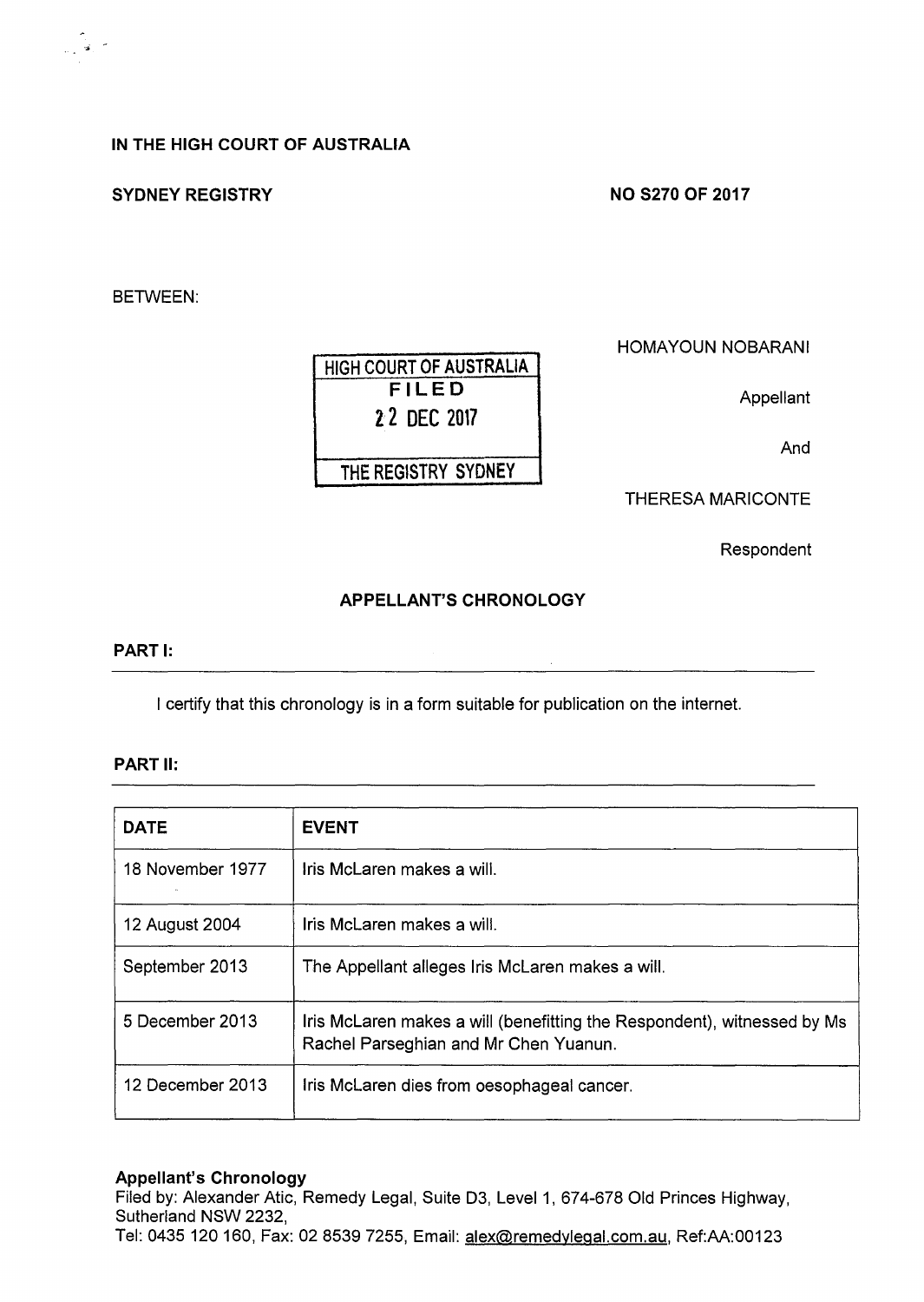**IN THE HIGH COURT OF AUSTRALIA**

**SYDNEY REGISTRY** **NO S270 OF 2017**

BETWEEN:

HIGH COURT OF AUSTRALIA
FILED
22 DEC 2017
THE REGISTRY SYDNEY

HOMAYOUN NOBARANI

Appellant

And

THERESA MARICONTE

Respondent

**APPELLANT'S CHRONOLOGY**

**PART I:**

I certify that this chronology is in a form suitable for publication on the internet.

**PART II:**

| DATE | EVENT |
|---|---|
| 18 November 1977 | Iris McLaren makes a will. |
| 12 August 2004 | Iris McLaren makes a will. |
| September 2013 | The Appellant alleges Iris McLaren makes a will. |
| 5 December 2013 | Iris McLaren makes a will (benefitting the Respondent), witnessed by Ms Rachel Parseghian and Mr Chen Yuanun. |
| 12 December 2013 | Iris McLaren dies from oesophageal cancer. |

**Appellant's Chronology**
Filed by: Alexander Atic, Remedy Legal, Suite D3, Level 1, 674-678 Old Princes Highway, Sutherland NSW 2232,
Tel: 0435 120 160, Fax: 02 8539 7255, Email: alex@remedylegal.com.au, Ref:AA:00123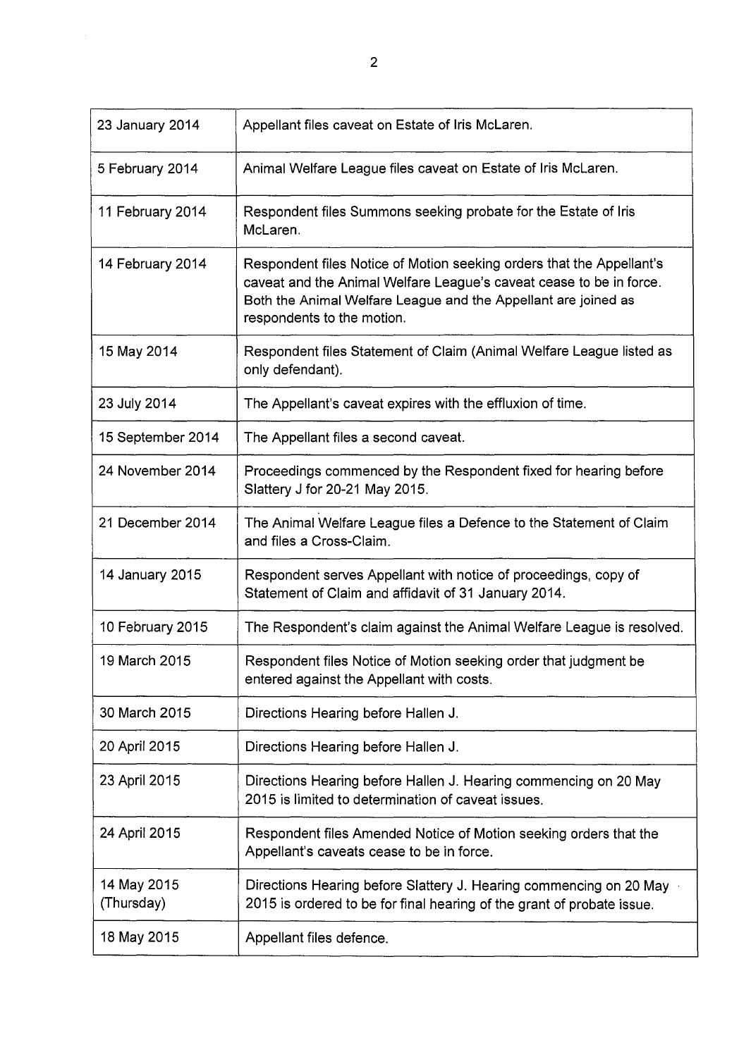| | |
|---|---|
| 23 January 2014 | Appellant files caveat on Estate of Iris McLaren. |
| 5 February 2014 | Animal Welfare League files caveat on Estate of Iris McLaren. |
| 11 February 2014 | Respondent files Summons seeking probate for the Estate of Iris McLaren. |
| 14 February 2014 | Respondent files Notice of Motion seeking orders that the Appellant's caveat and the Animal Welfare League's caveat cease to be in force. Both the Animal Welfare League and the Appellant are joined as respondents to the motion. |
| 15 May 2014 | Respondent files Statement of Claim (Animal Welfare League listed as only defendant). |
| 23 July 2014 | The Appellant's caveat expires with the effluxion of time. |
| 15 September 2014 | The Appellant files a second caveat. |
| 24 November 2014 | Proceedings commenced by the Respondent fixed for hearing before Slattery J for 20-21 May 2015. |
| 21 December 2014 | The Animal Welfare League files a Defence to the Statement of Claim and files a Cross-Claim. |
| 14 January 2015 | Respondent serves Appellant with notice of proceedings, copy of Statement of Claim and affidavit of 31 January 2014. |
| 10 February 2015 | The Respondent's claim against the Animal Welfare League is resolved. |
| 19 March 2015 | Respondent files Notice of Motion seeking order that judgment be entered against the Appellant with costs. |
| 30 March 2015 | Directions Hearing before Hallen J. |
| 20 April 2015 | Directions Hearing before Hallen J. |
| 23 April 2015 | Directions Hearing before Hallen J. Hearing commencing on 20 May 2015 is limited to determination of caveat issues. |
| 24 April 2015 | Respondent files Amended Notice of Motion seeking orders that the Appellant's caveats cease to be in force. |
| 14 May 2015 (Thursday) | Directions Hearing before Slattery J. Hearing commencing on 20 May 2015 is ordered to be for final hearing of the grant of probate issue. |
| 18 May 2015 | Appellant files defence. |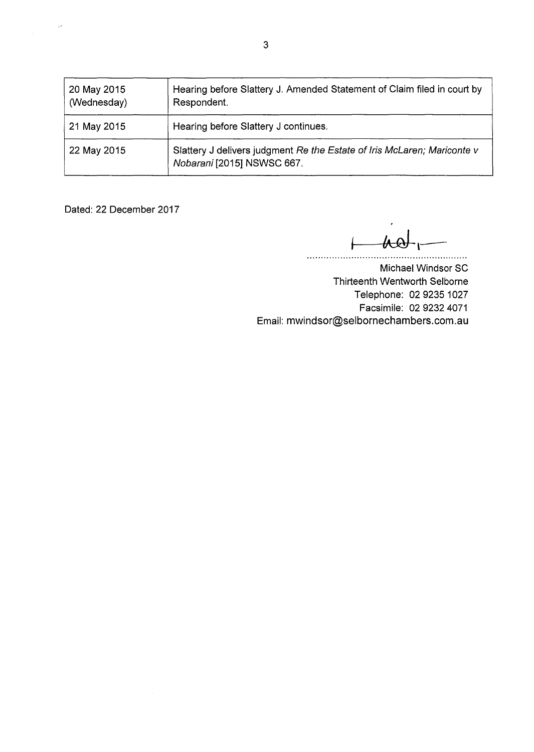| | |
|---|---|
| 20 May 2015 (Wednesday) | Hearing before Slattery J. Amended Statement of Claim filed in court by Respondent. |
| 21 May 2015 | Hearing before Slattery J continues. |
| 22 May 2015 | Slattery J delivers judgment *Re the Estate of Iris McLaren; Mariconte v Nobarani* [2015] NSWSC 667. |

Dated: 22 December 2017

.............................................................

Michael Windsor SC
Thirteenth Wentworth Selborne
Telephone: 02 9235 1027
Facsimile: 02 9232 4071
Email: mwindsor@selbornechambers.com.au